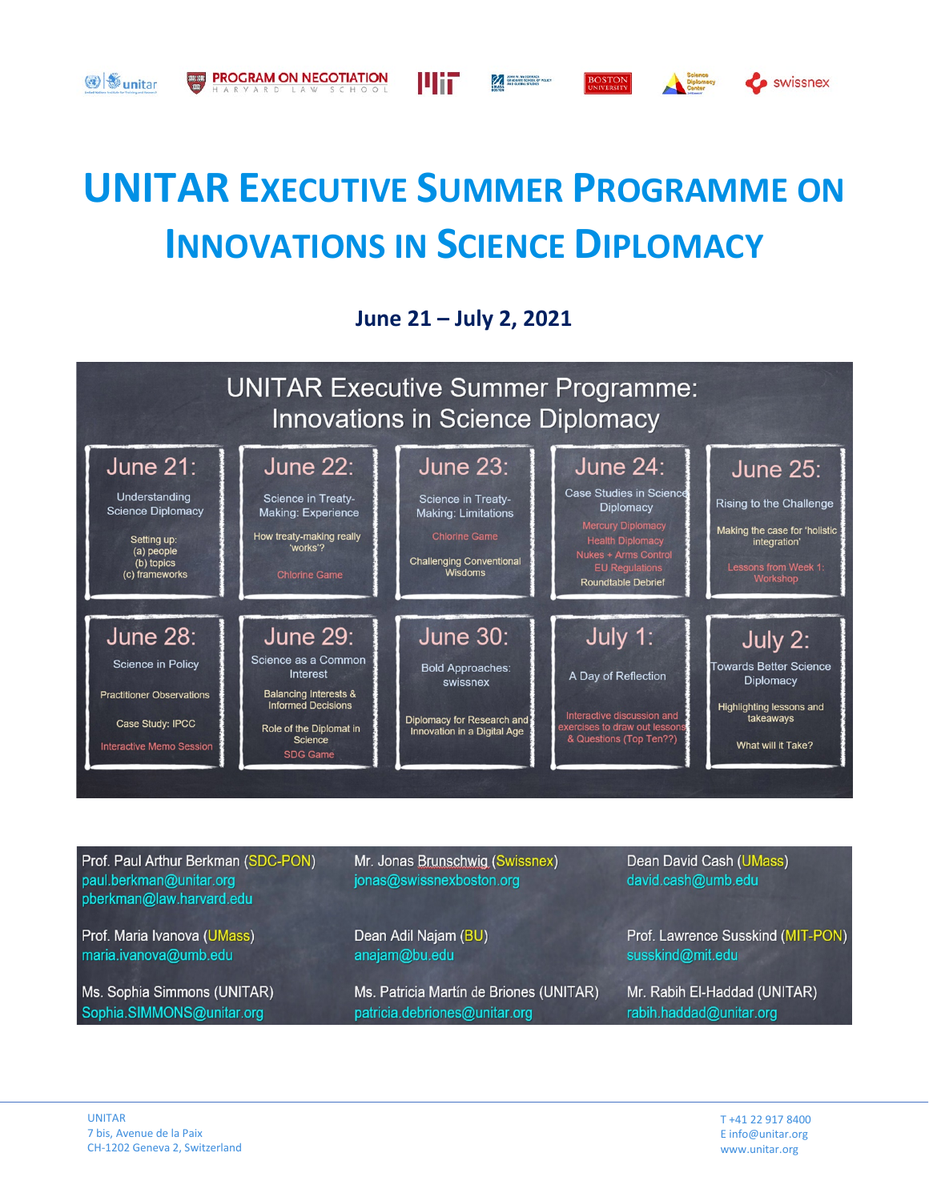# UNITAR Executive Summer Programme on Innovations in Science Diplomacy

**June 21 – July 2, 2021**

## UNITAR Executive Summer Programme: Innovations in Science Diplomacy

| June 21: | June 22: | June 23: | June 24: | June 25: |
|---|---|---|---|---|
| Understanding Science Diplomacy<br><br>Setting up:<br>(a) people<br>(b) topics<br>(c) frameworks | Science in Treaty-Making: Experience<br><br>How treaty-making really 'works'?<br><br>Chlorine Game | Science in Treaty-Making: Limitations<br><br>Chlorine Game<br><br>Challenging Conventional Wisdoms | Case Studies in Science Diplomacy<br><br>Mercury Diplomacy<br>Health Diplomacy<br>Nukes + Arms Control<br>EU Regulations<br>Roundtable Debrief | Rising to the Challenge<br><br>Making the case for 'holistic integration'<br><br>Lessons from Week 1: Workshop |

| June 28: | June 29: | June 30: | July 1: | July 2: |
|---|---|---|---|---|
| Science in Policy<br><br>Practitioner Observations<br><br>Case Study: IPCC<br><br>Interactive Memo Session | Science as a Common Interest<br><br>Balancing Interests & Informed Decisions<br><br>Role of the Diplomat in Science<br><br>SDG Game | Bold Approaches: swissnex<br><br>Diplomacy for Research and Innovation in a Digital Age | A Day of Reflection<br><br>Interactive discussion and exercises to draw out lessons & Questions (Top Ten??) | Towards Better Science Diplomacy<br><br>Highlighting lessons and takeaways<br><br>What will it Take? |

Prof. Paul Arthur Berkman (SDC-PON)
paul.berkman@unitar.org
pberkman@law.harvard.edu

Mr. Jonas Brunschwig (Swissnex)
jonas@swissnexboston.org

Dean David Cash (UMass)
david.cash@umb.edu

Prof. Maria Ivanova (UMass)
maria.ivanova@umb.edu

Dean Adil Najam (BU)
anajam@bu.edu

Prof. Lawrence Susskind (MIT-PON)
susskind@mit.edu

Ms. Sophia Simmons (UNITAR)
Sophia.SIMMONS@unitar.org

Ms. Patricia Martín de Briones (UNITAR)
patricia.debriones@unitar.org

Mr. Rabih El-Haddad (UNITAR)
rabih.haddad@unitar.org

UNITAR
7 bis, Avenue de la Paix
CH-1202 Geneva 2, Switzerland

T +41 22 917 8400
E info@unitar.org
www.unitar.org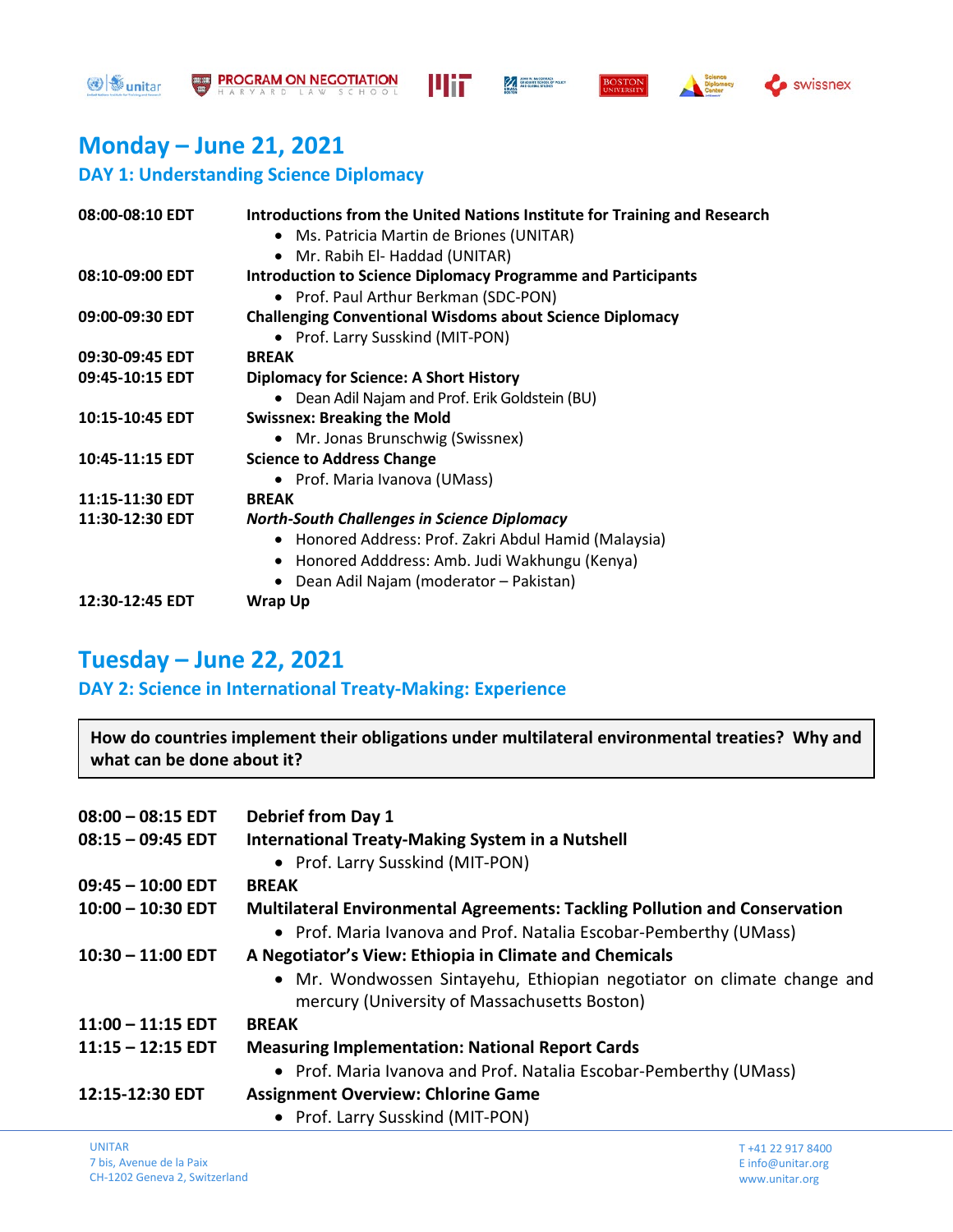# Monday – June 21, 2021

## DAY 1: Understanding Science Diplomacy

**08:00-08:10 EDT** **Introductions from the United Nations Institute for Training and Research**
- Ms. Patricia Martin de Briones (UNITAR)
- Mr. Rabih El- Haddad (UNITAR)

**08:10-09:00 EDT** **Introduction to Science Diplomacy Programme and Participants**
- Prof. Paul Arthur Berkman (SDC-PON)

**09:00-09:30 EDT** **Challenging Conventional Wisdoms about Science Diplomacy**
- Prof. Larry Susskind (MIT-PON)

**09:30-09:45 EDT** **BREAK**

**09:45-10:15 EDT** **Diplomacy for Science: A Short History**
- Dean Adil Najam and Prof. Erik Goldstein (BU)

**10:15-10:45 EDT** **Swissnex: Breaking the Mold**
- Mr. Jonas Brunschwig (Swissnex)

**10:45-11:15 EDT** **Science to Address Change**
- Prof. Maria Ivanova (UMass)

**11:15-11:30 EDT** **BREAK**

**11:30-12:30 EDT** ***North-South Challenges in Science Diplomacy***
- Honored Address: Prof. Zakri Abdul Hamid (Malaysia)
- Honored Adddress: Amb. Judi Wakhungu (Kenya)
- Dean Adil Najam (moderator – Pakistan)

**12:30-12:45 EDT** **Wrap Up**

# Tuesday – June 22, 2021

## DAY 2: Science in International Treaty-Making: Experience

**How do countries implement their obligations under multilateral environmental treaties? Why and what can be done about it?**

**08:00 – 08:15 EDT** **Debrief from Day 1**

**08:15 – 09:45 EDT** **International Treaty-Making System in a Nutshell**
- Prof. Larry Susskind (MIT-PON)

**09:45 – 10:00 EDT** **BREAK**

**10:00 – 10:30 EDT** **Multilateral Environmental Agreements: Tackling Pollution and Conservation**
- Prof. Maria Ivanova and Prof. Natalia Escobar-Pemberthy (UMass)

**10:30 – 11:00 EDT** **A Negotiator's View: Ethiopia in Climate and Chemicals**
- Mr. Wondwossen Sintayehu, Ethiopian negotiator on climate change and mercury (University of Massachusetts Boston)

**11:00 – 11:15 EDT** **BREAK**

**11:15 – 12:15 EDT** **Measuring Implementation: National Report Cards**
- Prof. Maria Ivanova and Prof. Natalia Escobar-Pemberthy (UMass)

**12:15-12:30 EDT** **Assignment Overview: Chlorine Game**
- Prof. Larry Susskind (MIT-PON)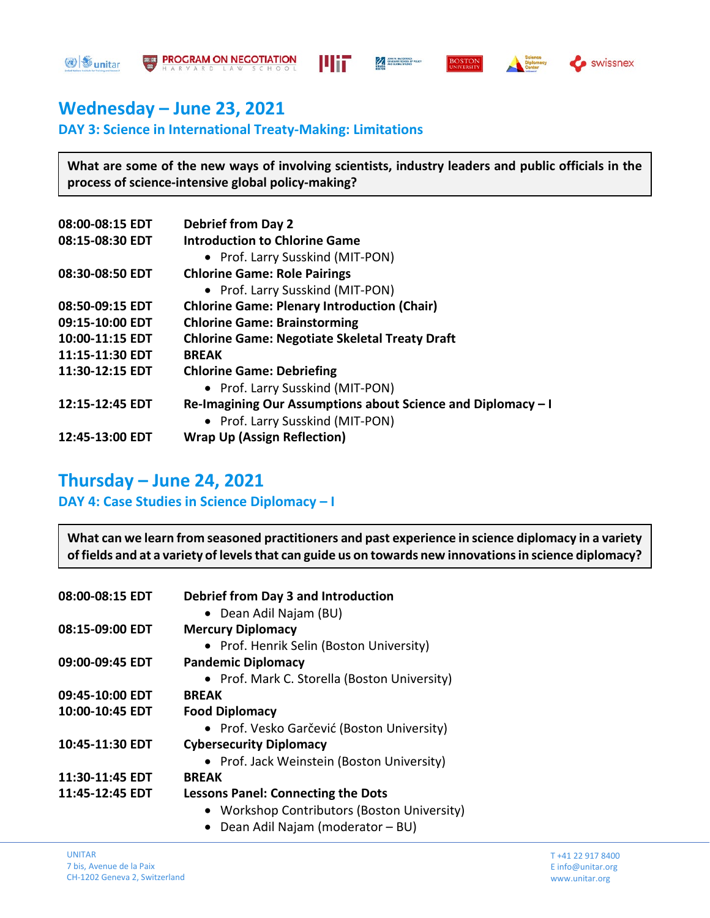## Wednesday – June 23, 2021

### DAY 3: Science in International Treaty-Making: Limitations

**What are some of the new ways of involving scientists, industry leaders and public officials in the process of science-intensive global policy-making?**

**08:00-08:15 EDT** **Debrief from Day 2**

**08:15-08:30 EDT** **Introduction to Chlorine Game**
- Prof. Larry Susskind (MIT-PON)

**08:30-08:50 EDT** **Chlorine Game: Role Pairings**
- Prof. Larry Susskind (MIT-PON)

**08:50-09:15 EDT** **Chlorine Game: Plenary Introduction (Chair)**

**09:15-10:00 EDT** **Chlorine Game: Brainstorming**

**10:00-11:15 EDT** **Chlorine Game: Negotiate Skeletal Treaty Draft**

**11:15-11:30 EDT** **BREAK**

**11:30-12:15 EDT** **Chlorine Game: Debriefing**
- Prof. Larry Susskind (MIT-PON)

**12:15-12:45 EDT** **Re-Imagining Our Assumptions about Science and Diplomacy – I**
- Prof. Larry Susskind (MIT-PON)

**12:45-13:00 EDT** **Wrap Up (Assign Reflection)**

## Thursday – June 24, 2021

### DAY 4: Case Studies in Science Diplomacy – I

**What can we learn from seasoned practitioners and past experience in science diplomacy in a variety of fields and at a variety of levels that can guide us on towards new innovations in science diplomacy?**

**08:00-08:15 EDT** **Debrief from Day 3 and Introduction**
- Dean Adil Najam (BU)

**08:15-09:00 EDT** **Mercury Diplomacy**
- Prof. Henrik Selin (Boston University)

**09:00-09:45 EDT** **Pandemic Diplomacy**
- Prof. Mark C. Storella (Boston University)

**09:45-10:00 EDT** **BREAK**

**10:00-10:45 EDT** **Food Diplomacy**
- Prof. Vesko Garčević (Boston University)

**10:45-11:30 EDT** **Cybersecurity Diplomacy**
- Prof. Jack Weinstein (Boston University)

**11:30-11:45 EDT** **BREAK**

**11:45-12:45 EDT** **Lessons Panel: Connecting the Dots**
- Workshop Contributors (Boston University)
- Dean Adil Najam (moderator – BU)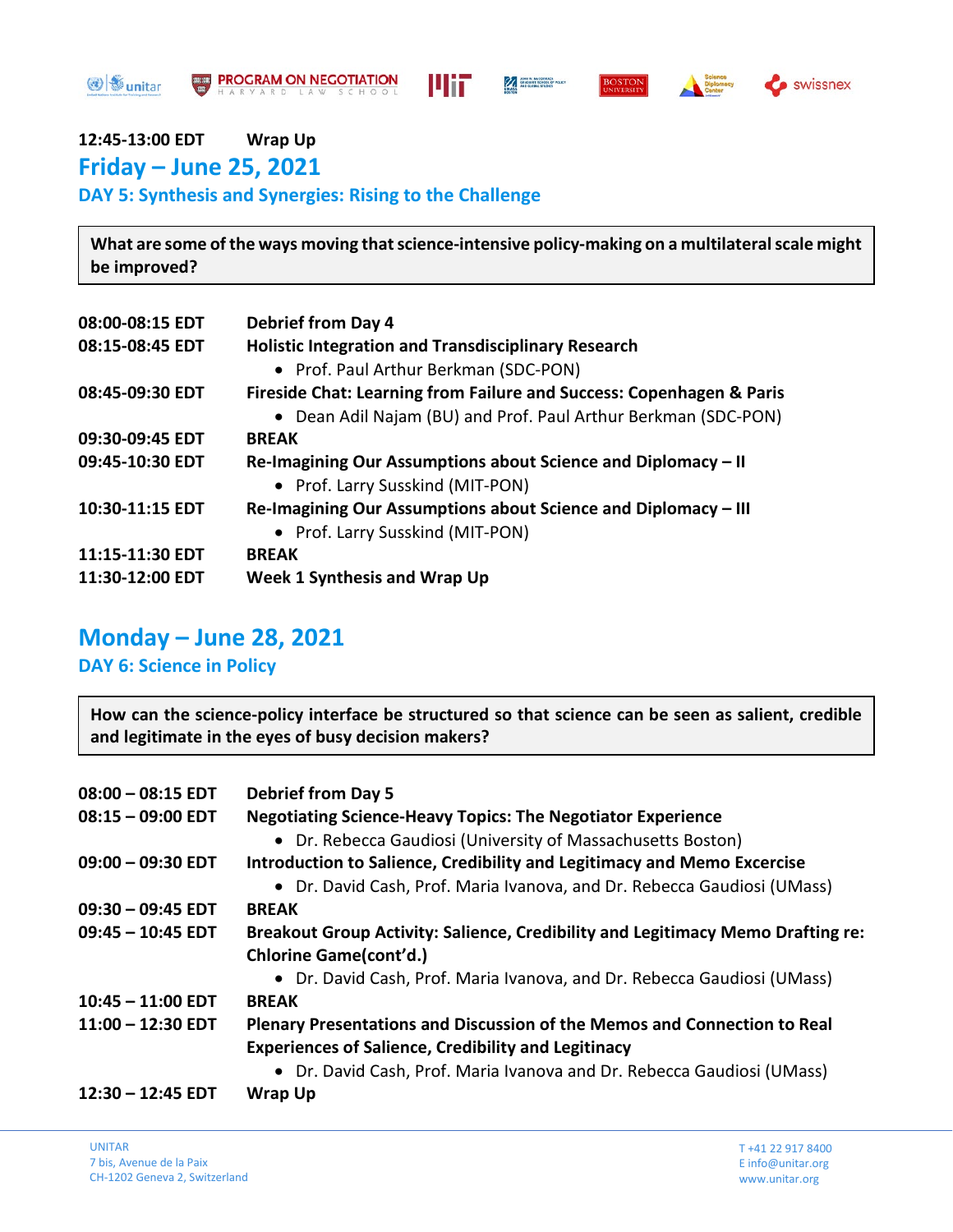**12:45-13:00 EDT** **Wrap Up**

## Friday – June 25, 2021

### DAY 5: Synthesis and Synergies: Rising to the Challenge

**What are some of the ways moving that science-intensive policy-making on a multilateral scale might be improved?**

**08:00-08:15 EDT** **Debrief from Day 4**

**08:15-08:45 EDT** **Holistic Integration and Transdisciplinary Research**
- Prof. Paul Arthur Berkman (SDC-PON)

**08:45-09:30 EDT** **Fireside Chat: Learning from Failure and Success: Copenhagen & Paris**
- Dean Adil Najam (BU) and Prof. Paul Arthur Berkman (SDC-PON)

**09:30-09:45 EDT** **BREAK**

**09:45-10:30 EDT** **Re-Imagining Our Assumptions about Science and Diplomacy – II**
- Prof. Larry Susskind (MIT-PON)

**10:30-11:15 EDT** **Re-Imagining Our Assumptions about Science and Diplomacy – III**
- Prof. Larry Susskind (MIT-PON)

**11:15-11:30 EDT** **BREAK**

**11:30-12:00 EDT** **Week 1 Synthesis and Wrap Up**

## Monday – June 28, 2021

### DAY 6: Science in Policy

**How can the science-policy interface be structured so that science can be seen as salient, credible and legitimate in the eyes of busy decision makers?**

**08:00 – 08:15 EDT** **Debrief from Day 5**

**08:15 – 09:00 EDT** **Negotiating Science-Heavy Topics: The Negotiator Experience**
- Dr. Rebecca Gaudiosi (University of Massachusetts Boston)

**09:00 – 09:30 EDT** **Introduction to Salience, Credibility and Legitimacy and Memo Excercise**
- Dr. David Cash, Prof. Maria Ivanova, and Dr. Rebecca Gaudiosi (UMass)

**09:30 – 09:45 EDT** **BREAK**

**09:45 – 10:45 EDT** **Breakout Group Activity: Salience, Credibility and Legitimacy Memo Drafting re: Chlorine Game(cont'd.)**
- Dr. David Cash, Prof. Maria Ivanova, and Dr. Rebecca Gaudiosi (UMass)

**10:45 – 11:00 EDT** **BREAK**

**11:00 – 12:30 EDT** **Plenary Presentations and Discussion of the Memos and Connection to Real Experiences of Salience, Credibility and Legitinacy**
- Dr. David Cash, Prof. Maria Ivanova and Dr. Rebecca Gaudiosi (UMass)

**12:30 – 12:45 EDT** **Wrap Up**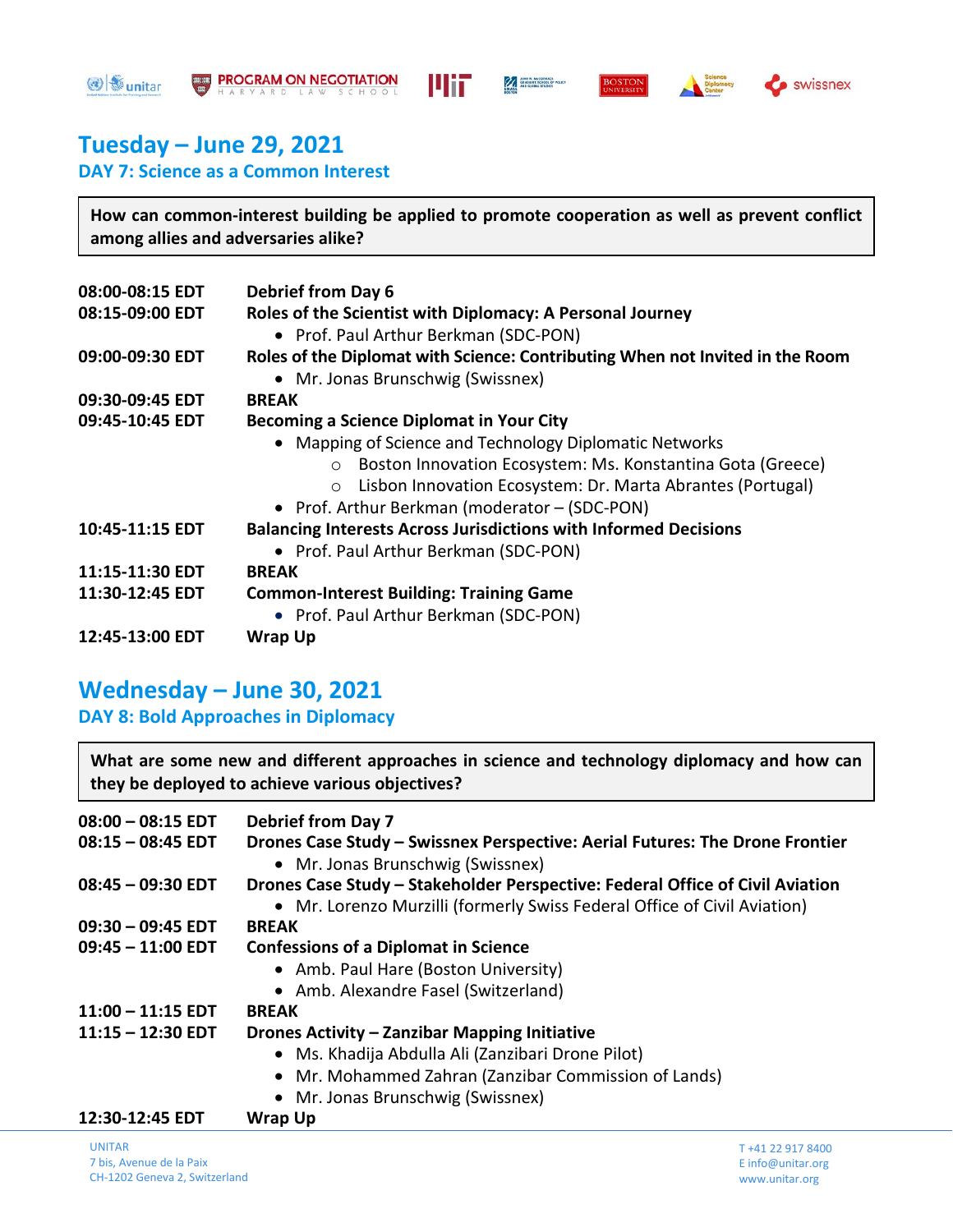## Tuesday – June 29, 2021

### DAY 7: Science as a Common Interest

**How can common-interest building be applied to promote cooperation as well as prevent conflict among allies and adversaries alike?**

**08:00-08:15 EDT** **Debrief from Day 6**

**08:15-09:00 EDT** **Roles of the Scientist with Diplomacy: A Personal Journey**
- Prof. Paul Arthur Berkman (SDC-PON)

**09:00-09:30 EDT** **Roles of the Diplomat with Science: Contributing When not Invited in the Room**
- Mr. Jonas Brunschwig (Swissnex)

**09:30-09:45 EDT** **BREAK**

**09:45-10:45 EDT** **Becoming a Science Diplomat in Your City**
- Mapping of Science and Technology Diplomatic Networks
  - Boston Innovation Ecosystem: Ms. Konstantina Gota (Greece)
  - Lisbon Innovation Ecosystem: Dr. Marta Abrantes (Portugal)
- Prof. Arthur Berkman (moderator – (SDC-PON)

**10:45-11:15 EDT** **Balancing Interests Across Jurisdictions with Informed Decisions**
- Prof. Paul Arthur Berkman (SDC-PON)

**11:15-11:30 EDT** **BREAK**

**11:30-12:45 EDT** **Common-Interest Building: Training Game**
- Prof. Paul Arthur Berkman (SDC-PON)

**12:45-13:00 EDT** **Wrap Up**

## Wednesday – June 30, 2021

### DAY 8: Bold Approaches in Diplomacy

**What are some new and different approaches in science and technology diplomacy and how can they be deployed to achieve various objectives?**

**08:00 – 08:15 EDT** **Debrief from Day 7**

**08:15 – 08:45 EDT** **Drones Case Study – Swissnex Perspective: Aerial Futures: The Drone Frontier**
- Mr. Jonas Brunschwig (Swissnex)

**08:45 – 09:30 EDT** **Drones Case Study – Stakeholder Perspective: Federal Office of Civil Aviation**
- Mr. Lorenzo Murzilli (formerly Swiss Federal Office of Civil Aviation)

**09:30 – 09:45 EDT** **BREAK**

**09:45 – 11:00 EDT** **Confessions of a Diplomat in Science**
- Amb. Paul Hare (Boston University)
- Amb. Alexandre Fasel (Switzerland)

**11:00 – 11:15 EDT** **BREAK**

**11:15 – 12:30 EDT** **Drones Activity – Zanzibar Mapping Initiative**
- Ms. Khadija Abdulla Ali (Zanzibari Drone Pilot)
- Mr. Mohammed Zahran (Zanzibar Commission of Lands)
- Mr. Jonas Brunschwig (Swissnex)

**12:30-12:45 EDT** **Wrap Up**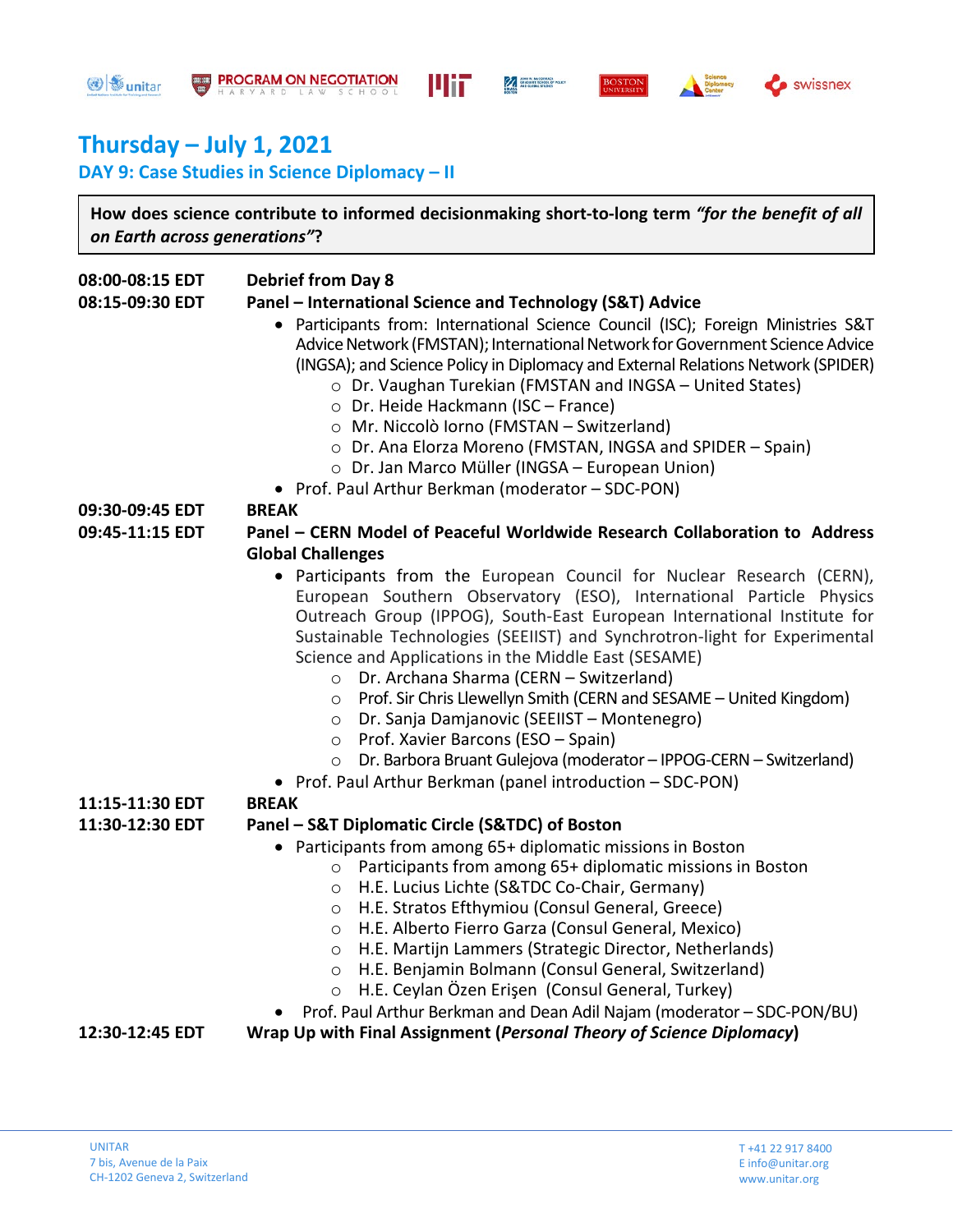# Thursday – July 1, 2021

## DAY 9: Case Studies in Science Diplomacy – II

**How does science contribute to informed decisionmaking short-to-long term *"for the benefit of all on Earth across generations"*?**

**08:00-08:15 EDT** **Debrief from Day 8**

**08:15-09:30 EDT** **Panel – International Science and Technology (S&T) Advice**

- Participants from: International Science Council (ISC); Foreign Ministries S&T Advice Network (FMSTAN); International Network for Government Science Advice (INGSA); and Science Policy in Diplomacy and External Relations Network (SPIDER)
  - Dr. Vaughan Turekian (FMSTAN and INGSA – United States)
  - Dr. Heide Hackmann (ISC – France)
  - Mr. Niccolò Iorno (FMSTAN – Switzerland)
  - Dr. Ana Elorza Moreno (FMSTAN, INGSA and SPIDER – Spain)
  - Dr. Jan Marco Müller (INGSA – European Union)
- Prof. Paul Arthur Berkman (moderator – SDC-PON)

**09:30-09:45 EDT** **BREAK**

**09:45-11:15 EDT** **Panel – CERN Model of Peaceful Worldwide Research Collaboration to Address Global Challenges**

- Participants from the European Council for Nuclear Research (CERN), European Southern Observatory (ESO), International Particle Physics Outreach Group (IPPOG), South-East European International Institute for Sustainable Technologies (SEEIIST) and Synchrotron-light for Experimental Science and Applications in the Middle East (SESAME)
  - Dr. Archana Sharma (CERN – Switzerland)
  - Prof. Sir Chris Llewellyn Smith (CERN and SESAME – United Kingdom)
  - Dr. Sanja Damjanovic (SEEIIST – Montenegro)
  - Prof. Xavier Barcons (ESO – Spain)
  - Dr. Barbora Bruant Gulejova (moderator – IPPOG-CERN – Switzerland)
- Prof. Paul Arthur Berkman (panel introduction – SDC-PON)

**11:15-11:30 EDT** **BREAK**

**11:30-12:30 EDT** **Panel – S&T Diplomatic Circle (S&TDC) of Boston**

- Participants from among 65+ diplomatic missions in Boston
  - Participants from among 65+ diplomatic missions in Boston
  - H.E. Lucius Lichte (S&TDC Co-Chair, Germany)
  - H.E. Stratos Efthymiou (Consul General, Greece)
  - H.E. Alberto Fierro Garza (Consul General, Mexico)
  - H.E. Martijn Lammers (Strategic Director, Netherlands)
  - H.E. Benjamin Bolmann (Consul General, Switzerland)
  - H.E. Ceylan Özen Erişen (Consul General, Turkey)
- Prof. Paul Arthur Berkman and Dean Adil Najam (moderator – SDC-PON/BU)

**12:30-12:45 EDT** **Wrap Up with Final Assignment (*Personal Theory of Science Diplomacy*)**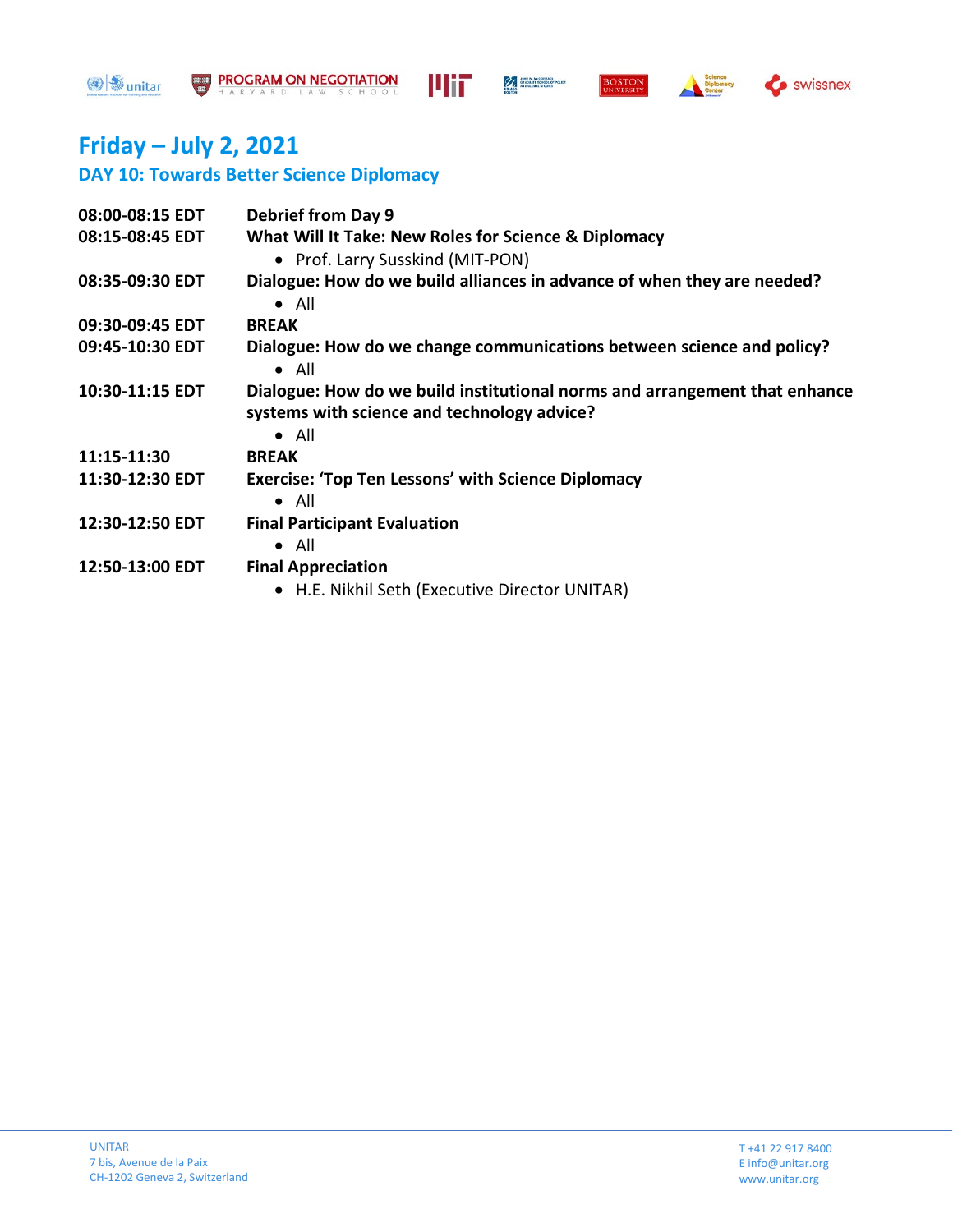# Friday – July 2, 2021

## DAY 10: Towards Better Science Diplomacy

| | |
|---|---|
| **08:00-08:15 EDT** | **Debrief from Day 9** |
| **08:15-08:45 EDT** | **What Will It Take: New Roles for Science & Diplomacy**<br>• Prof. Larry Susskind (MIT-PON) |
| **08:35-09:30 EDT** | **Dialogue: How do we build alliances in advance of when they are needed?**<br>• All |
| **09:30-09:45 EDT** | **BREAK** |
| **09:45-10:30 EDT** | **Dialogue: How do we change communications between science and policy?**<br>• All |
| **10:30-11:15 EDT** | **Dialogue: How do we build institutional norms and arrangement that enhance systems with science and technology advice?**<br>• All |
| **11:15-11:30** | **BREAK** |
| **11:30-12:30 EDT** | **Exercise: 'Top Ten Lessons' with Science Diplomacy**<br>• All |
| **12:30-12:50 EDT** | **Final Participant Evaluation**<br>• All |
| **12:50-13:00 EDT** | **Final Appreciation**<br>• H.E. Nikhil Seth (Executive Director UNITAR) |

UNITAR
7 bis, Avenue de la Paix
CH-1202 Geneva 2, Switzerland

T +41 22 917 8400
E info@unitar.org
www.unitar.org